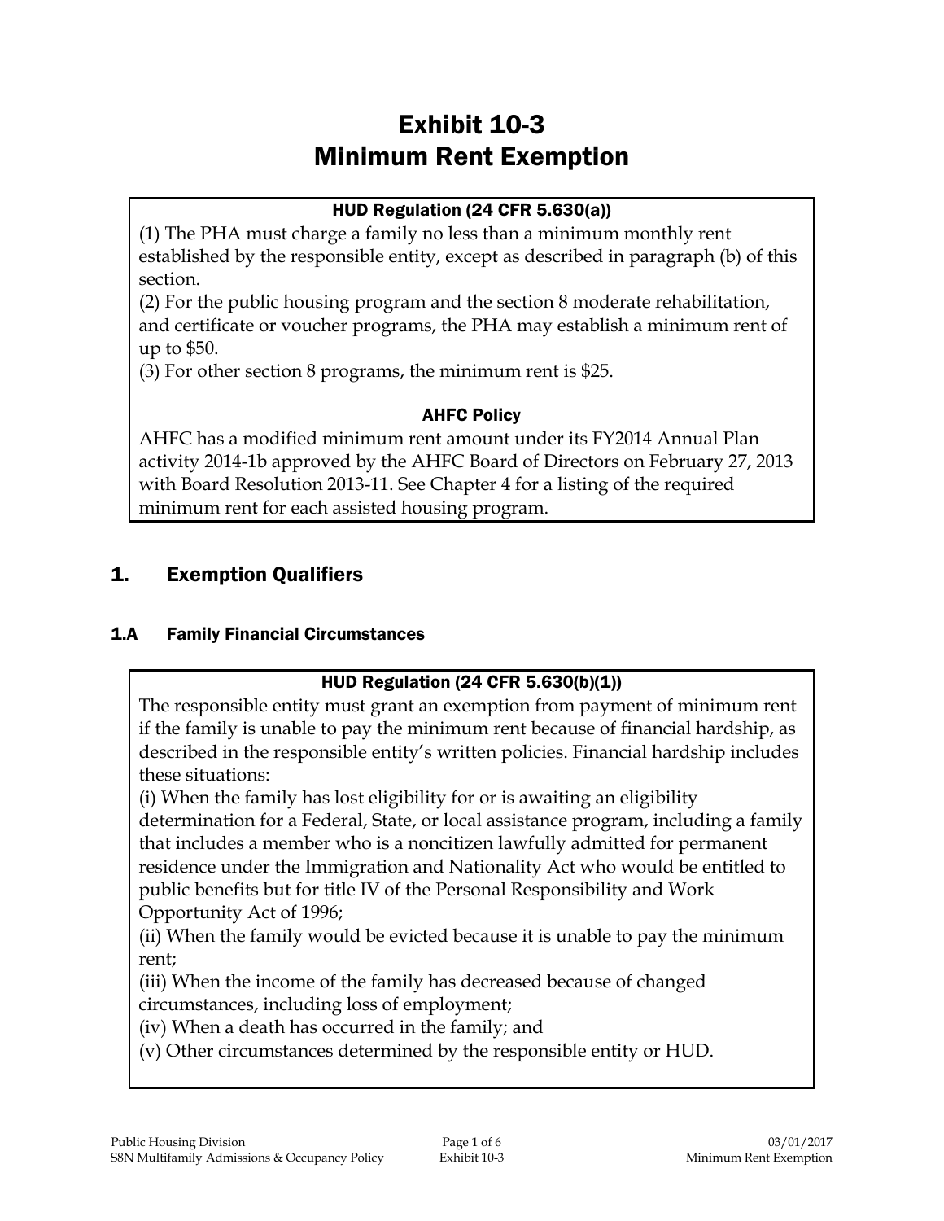# Exhibit 10-3
# Minimum Rent Exemption

**HUD Regulation (24 CFR 5.630(a))**

(1) The PHA must charge a family no less than a minimum monthly rent established by the responsible entity, except as described in paragraph (b) of this section.
(2) For the public housing program and the section 8 moderate rehabilitation, and certificate or voucher programs, the PHA may establish a minimum rent of up to $50.
(3) For other section 8 programs, the minimum rent is $25.

**AHFC Policy**

AHFC has a modified minimum rent amount under its FY2014 Annual Plan activity 2014-1b approved by the AHFC Board of Directors on February 27, 2013 with Board Resolution 2013-11. See Chapter 4 for a listing of the required minimum rent for each assisted housing program.

## 1. Exemption Qualifiers

### 1.A Family Financial Circumstances

**HUD Regulation (24 CFR 5.630(b)(1))**

The responsible entity must grant an exemption from payment of minimum rent if the family is unable to pay the minimum rent because of financial hardship, as described in the responsible entity's written policies. Financial hardship includes these situations:
(i) When the family has lost eligibility for or is awaiting an eligibility determination for a Federal, State, or local assistance program, including a family that includes a member who is a noncitizen lawfully admitted for permanent residence under the Immigration and Nationality Act who would be entitled to public benefits but for title IV of the Personal Responsibility and Work Opportunity Act of 1996;
(ii) When the family would be evicted because it is unable to pay the minimum rent;
(iii) When the income of the family has decreased because of changed circumstances, including loss of employment;
(iv) When a death has occurred in the family; and
(v) Other circumstances determined by the responsible entity or HUD.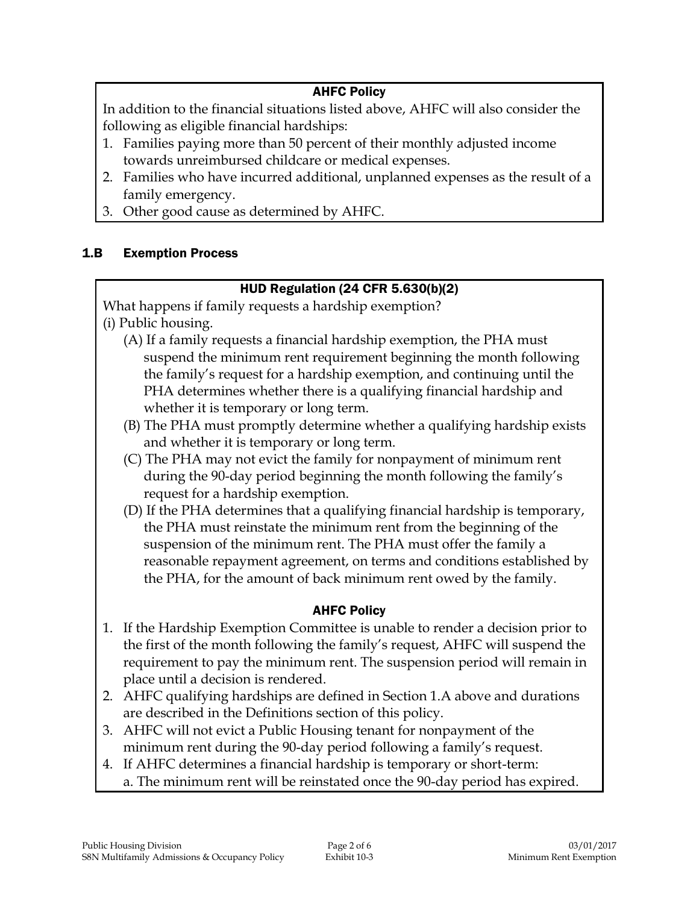**AHFC Policy**

In addition to the financial situations listed above, AHFC will also consider the following as eligible financial hardships:

1. Families paying more than 50 percent of their monthly adjusted income towards unreimbursed childcare or medical expenses.
2. Families who have incurred additional, unplanned expenses as the result of a family emergency.
3. Other good cause as determined by AHFC.

### 1.B Exemption Process

**HUD Regulation (24 CFR 5.630(b)(2)**

What happens if family requests a hardship exemption?

(i) Public housing.

- (A) If a family requests a financial hardship exemption, the PHA must suspend the minimum rent requirement beginning the month following the family's request for a hardship exemption, and continuing until the PHA determines whether there is a qualifying financial hardship and whether it is temporary or long term.
- (B) The PHA must promptly determine whether a qualifying hardship exists and whether it is temporary or long term.
- (C) The PHA may not evict the family for nonpayment of minimum rent during the 90-day period beginning the month following the family's request for a hardship exemption.
- (D) If the PHA determines that a qualifying financial hardship is temporary, the PHA must reinstate the minimum rent from the beginning of the suspension of the minimum rent. The PHA must offer the family a reasonable repayment agreement, on terms and conditions established by the PHA, for the amount of back minimum rent owed by the family.

**AHFC Policy**

1. If the Hardship Exemption Committee is unable to render a decision prior to the first of the month following the family's request, AHFC will suspend the requirement to pay the minimum rent. The suspension period will remain in place until a decision is rendered.
2. AHFC qualifying hardships are defined in Section 1.A above and durations are described in the Definitions section of this policy.
3. AHFC will not evict a Public Housing tenant for nonpayment of the minimum rent during the 90-day period following a family's request.
4. If AHFC determines a financial hardship is temporary or short-term:
   a. The minimum rent will be reinstated once the 90-day period has expired.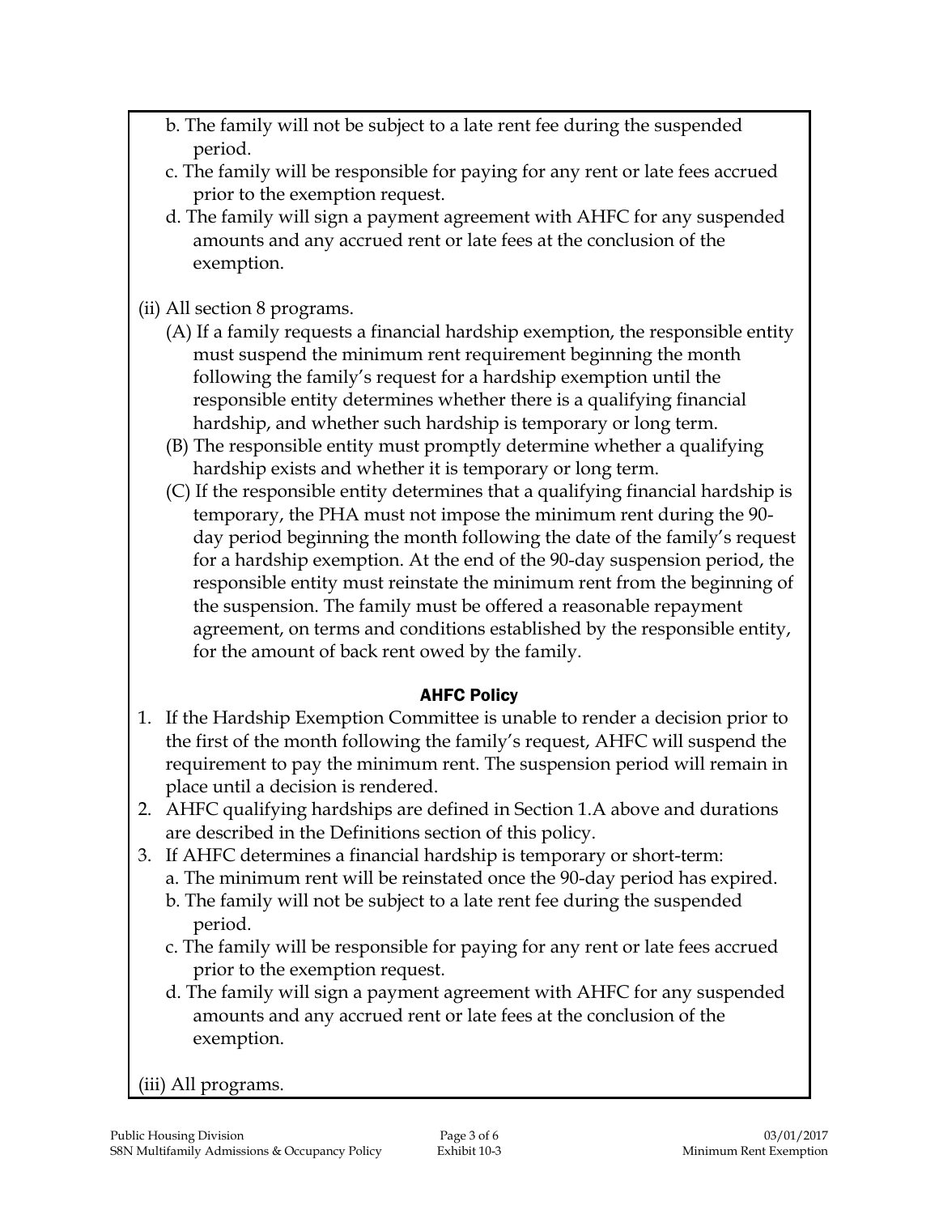b. The family will not be subject to a late rent fee during the suspended period.

c. The family will be responsible for paying for any rent or late fees accrued prior to the exemption request.

d. The family will sign a payment agreement with AHFC for any suspended amounts and any accrued rent or late fees at the conclusion of the exemption.

(ii) All section 8 programs.

(A) If a family requests a financial hardship exemption, the responsible entity must suspend the minimum rent requirement beginning the month following the family's request for a hardship exemption until the responsible entity determines whether there is a qualifying financial hardship, and whether such hardship is temporary or long term.

(B) The responsible entity must promptly determine whether a qualifying hardship exists and whether it is temporary or long term.

(C) If the responsible entity determines that a qualifying financial hardship is temporary, the PHA must not impose the minimum rent during the 90-day period beginning the month following the date of the family's request for a hardship exemption. At the end of the 90-day suspension period, the responsible entity must reinstate the minimum rent from the beginning of the suspension. The family must be offered a reasonable repayment agreement, on terms and conditions established by the responsible entity, for the amount of back rent owed by the family.

**AHFC Policy**

1. If the Hardship Exemption Committee is unable to render a decision prior to the first of the month following the family's request, AHFC will suspend the requirement to pay the minimum rent. The suspension period will remain in place until a decision is rendered.
2. AHFC qualifying hardships are defined in Section 1.A above and durations are described in the Definitions section of this policy.
3. If AHFC determines a financial hardship is temporary or short-term:
   a. The minimum rent will be reinstated once the 90-day period has expired.
   b. The family will not be subject to a late rent fee during the suspended period.
   c. The family will be responsible for paying for any rent or late fees accrued prior to the exemption request.
   d. The family will sign a payment agreement with AHFC for any suspended amounts and any accrued rent or late fees at the conclusion of the exemption.

(iii) All programs.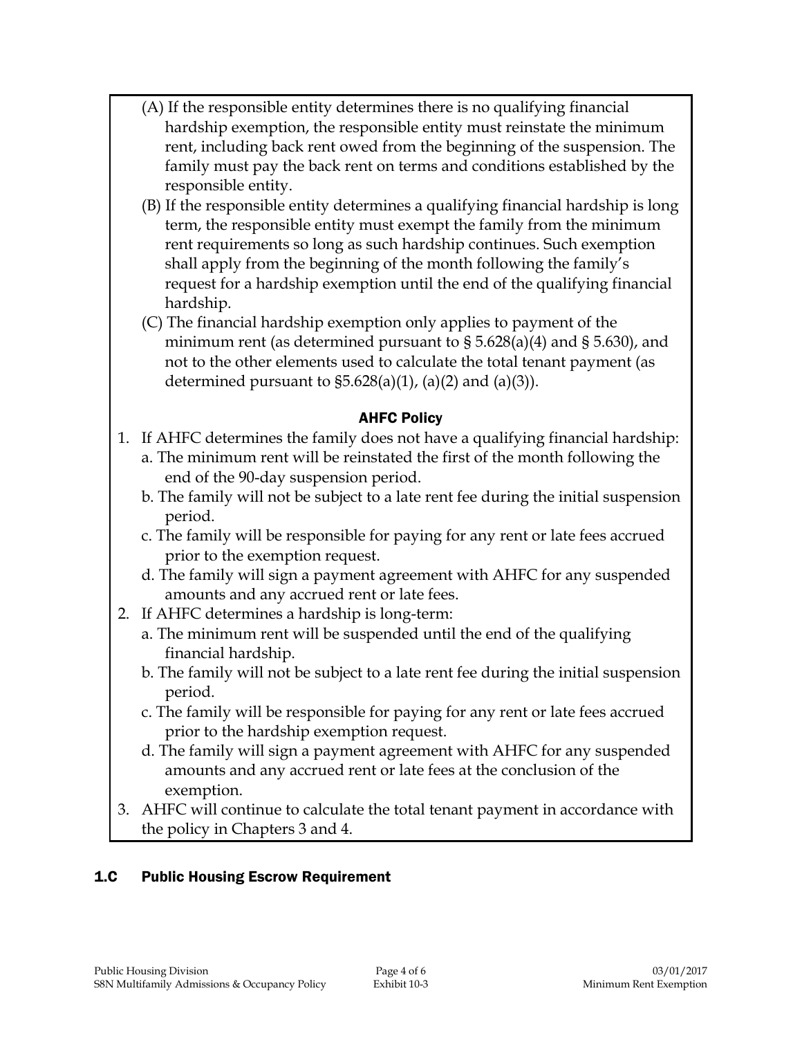(A) If the responsible entity determines there is no qualifying financial hardship exemption, the responsible entity must reinstate the minimum rent, including back rent owed from the beginning of the suspension. The family must pay the back rent on terms and conditions established by the responsible entity.

(B) If the responsible entity determines a qualifying financial hardship is long term, the responsible entity must exempt the family from the minimum rent requirements so long as such hardship continues. Such exemption shall apply from the beginning of the month following the family's request for a hardship exemption until the end of the qualifying financial hardship.

(C) The financial hardship exemption only applies to payment of the minimum rent (as determined pursuant to § 5.628(a)(4) and § 5.630), and not to the other elements used to calculate the total tenant payment (as determined pursuant to §5.628(a)(1), (a)(2) and (a)(3)).

**AHFC Policy**

1. If AHFC determines the family does not have a qualifying financial hardship:
   a. The minimum rent will be reinstated the first of the month following the end of the 90-day suspension period.
   b. The family will not be subject to a late rent fee during the initial suspension period.
   c. The family will be responsible for paying for any rent or late fees accrued prior to the exemption request.
   d. The family will sign a payment agreement with AHFC for any suspended amounts and any accrued rent or late fees.
2. If AHFC determines a hardship is long-term:
   a. The minimum rent will be suspended until the end of the qualifying financial hardship.
   b. The family will not be subject to a late rent fee during the initial suspension period.
   c. The family will be responsible for paying for any rent or late fees accrued prior to the hardship exemption request.
   d. The family will sign a payment agreement with AHFC for any suspended amounts and any accrued rent or late fees at the conclusion of the exemption.
3. AHFC will continue to calculate the total tenant payment in accordance with the policy in Chapters 3 and 4.

## 1.C Public Housing Escrow Requirement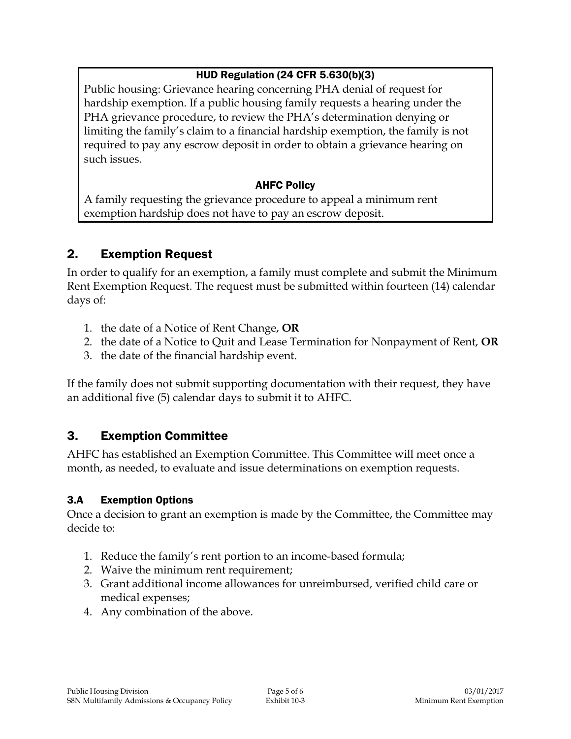**HUD Regulation (24 CFR 5.630(b)(3)**

Public housing: Grievance hearing concerning PHA denial of request for hardship exemption. If a public housing family requests a hearing under the PHA grievance procedure, to review the PHA's determination denying or limiting the family's claim to a financial hardship exemption, the family is not required to pay any escrow deposit in order to obtain a grievance hearing on such issues.

**AHFC Policy**

A family requesting the grievance procedure to appeal a minimum rent exemption hardship does not have to pay an escrow deposit.

## 2. Exemption Request

In order to qualify for an exemption, a family must complete and submit the Minimum Rent Exemption Request. The request must be submitted within fourteen (14) calendar days of:

1. the date of a Notice of Rent Change, **OR**
2. the date of a Notice to Quit and Lease Termination for Nonpayment of Rent, **OR**
3. the date of the financial hardship event.

If the family does not submit supporting documentation with their request, they have an additional five (5) calendar days to submit it to AHFC.

## 3. Exemption Committee

AHFC has established an Exemption Committee. This Committee will meet once a month, as needed, to evaluate and issue determinations on exemption requests.

### 3.A Exemption Options

Once a decision to grant an exemption is made by the Committee, the Committee may decide to:

1. Reduce the family's rent portion to an income-based formula;
2. Waive the minimum rent requirement;
3. Grant additional income allowances for unreimbursed, verified child care or medical expenses;
4. Any combination of the above.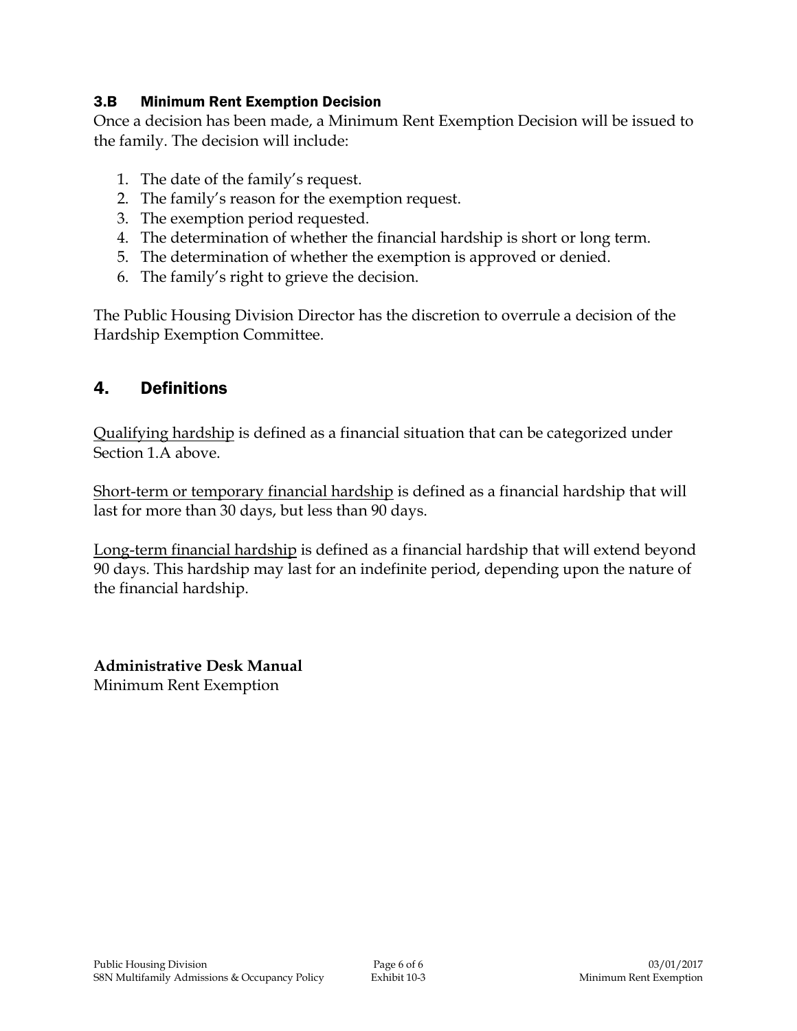### 3.B Minimum Rent Exemption Decision

Once a decision has been made, a Minimum Rent Exemption Decision will be issued to the family. The decision will include:

1. The date of the family's request.
2. The family's reason for the exemption request.
3. The exemption period requested.
4. The determination of whether the financial hardship is short or long term.
5. The determination of whether the exemption is approved or denied.
6. The family's right to grieve the decision.

The Public Housing Division Director has the discretion to overrule a decision of the Hardship Exemption Committee.

## 4. Definitions

Qualifying hardship is defined as a financial situation that can be categorized under Section 1.A above.

Short-term or temporary financial hardship is defined as a financial hardship that will last for more than 30 days, but less than 90 days.

Long-term financial hardship is defined as a financial hardship that will extend beyond 90 days. This hardship may last for an indefinite period, depending upon the nature of the financial hardship.

**Administrative Desk Manual**
Minimum Rent Exemption